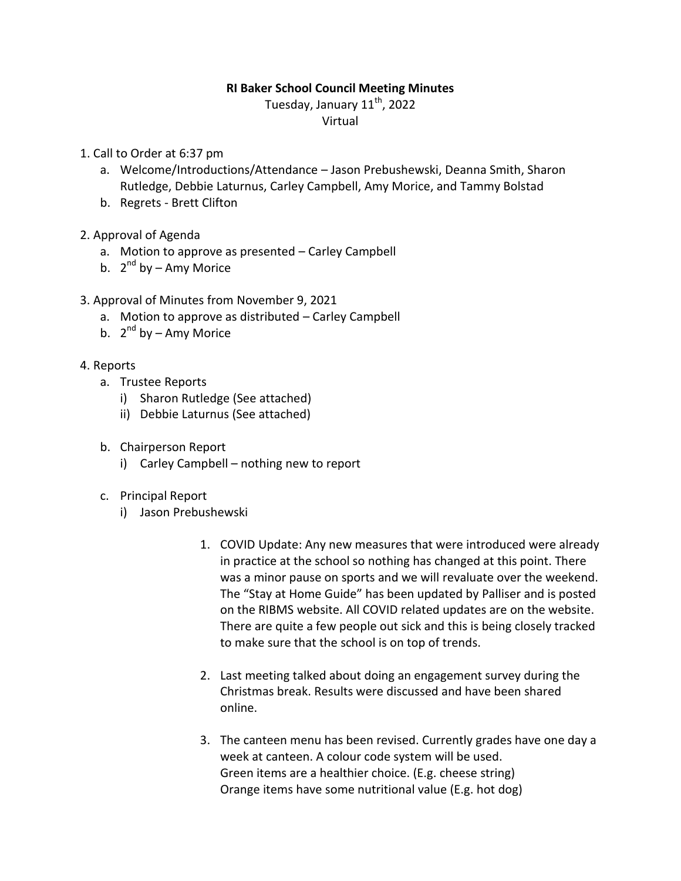# RI Baker School Council Meeting Minutes

Tuesday, January 11th, 2022
Virtual

1. Call to Order at 6:37 pm
   a. Welcome/Introductions/Attendance – Jason Prebushewski, Deanna Smith, Sharon Rutledge, Debbie Laturnus, Carley Campbell, Amy Morice, and Tammy Bolstad
   b. Regrets - Brett Clifton

2. Approval of Agenda
   a. Motion to approve as presented – Carley Campbell
   b. 2nd by – Amy Morice

3. Approval of Minutes from November 9, 2021
   a. Motion to approve as distributed – Carley Campbell
   b. 2nd by – Amy Morice

4. Reports
   a. Trustee Reports
      i) Sharon Rutledge (See attached)
      ii) Debbie Laturnus (See attached)

   b. Chairperson Report
      i) Carley Campbell – nothing new to report

   c. Principal Report
      i) Jason Prebushewski

         1. COVID Update: Any new measures that were introduced were already in practice at the school so nothing has changed at this point. There was a minor pause on sports and we will revaluate over the weekend. The "Stay at Home Guide" has been updated by Palliser and is posted on the RIBMS website. All COVID related updates are on the website. There are quite a few people out sick and this is being closely tracked to make sure that the school is on top of trends.

         2. Last meeting talked about doing an engagement survey during the Christmas break. Results were discussed and have been shared online.

         3. The canteen menu has been revised. Currently grades have one day a week at canteen. A colour code system will be used.
            Green items are a healthier choice. (E.g. cheese string)
            Orange items have some nutritional value (E.g. hot dog)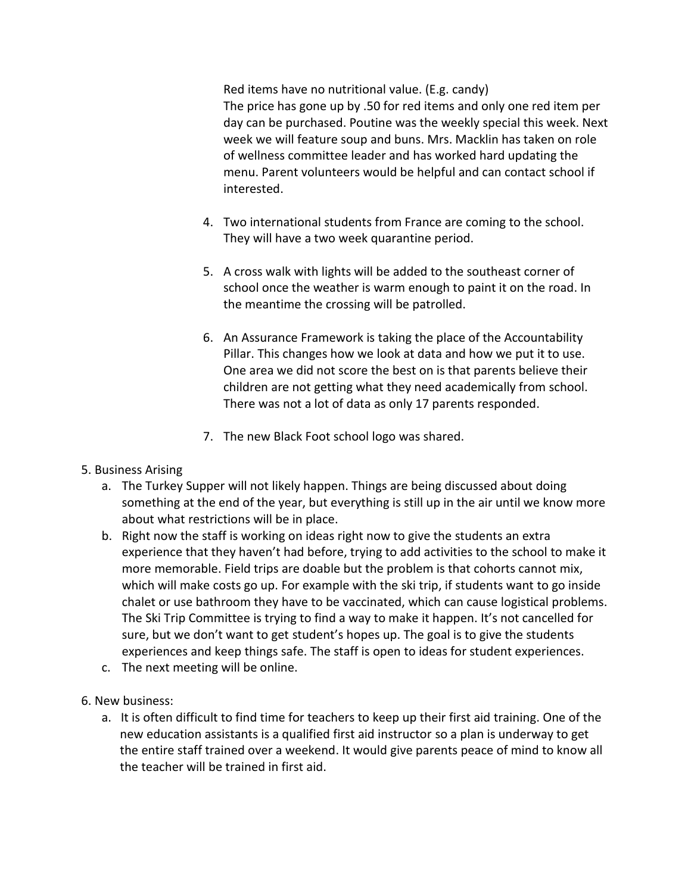Red items have no nutritional value. (E.g. candy)
The price has gone up by .50 for red items and only one red item per day can be purchased. Poutine was the weekly special this week. Next week we will feature soup and buns. Mrs. Macklin has taken on role of wellness committee leader and has worked hard updating the menu. Parent volunteers would be helpful and can contact school if interested.

4. Two international students from France are coming to the school. They will have a two week quarantine period.

5. A cross walk with lights will be added to the southeast corner of school once the weather is warm enough to paint it on the road. In the meantime the crossing will be patrolled.

6. An Assurance Framework is taking the place of the Accountability Pillar. This changes how we look at data and how we put it to use. One area we did not score the best on is that parents believe their children are not getting what they need academically from school. There was not a lot of data as only 17 parents responded.

7. The new Black Foot school logo was shared.

5. Business Arising
   a. The Turkey Supper will not likely happen. Things are being discussed about doing something at the end of the year, but everything is still up in the air until we know more about what restrictions will be in place.
   b. Right now the staff is working on ideas right now to give the students an extra experience that they haven't had before, trying to add activities to the school to make it more memorable. Field trips are doable but the problem is that cohorts cannot mix, which will make costs go up. For example with the ski trip, if students want to go inside chalet or use bathroom they have to be vaccinated, which can cause logistical problems. The Ski Trip Committee is trying to find a way to make it happen. It's not cancelled for sure, but we don't want to get student's hopes up. The goal is to give the students experiences and keep things safe. The staff is open to ideas for student experiences.
   c. The next meeting will be online.

6. New business:
   a. It is often difficult to find time for teachers to keep up their first aid training. One of the new education assistants is a qualified first aid instructor so a plan is underway to get the entire staff trained over a weekend. It would give parents peace of mind to know all the teacher will be trained in first aid.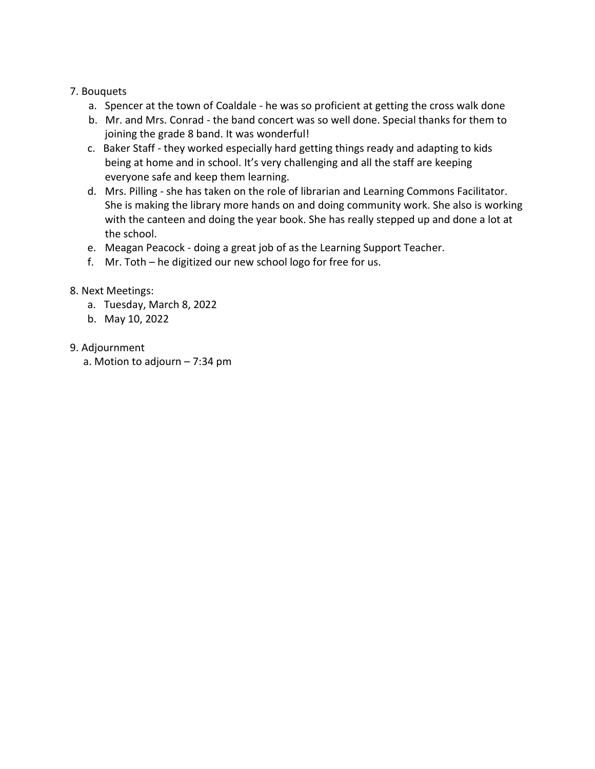7. Bouquets
    a. Spencer at the town of Coaldale - he was so proficient at getting the cross walk done
    b. Mr. and Mrs. Conrad - the band concert was so well done. Special thanks for them to joining the grade 8 band. It was wonderful!
    c. Baker Staff - they worked especially hard getting things ready and adapting to kids being at home and in school. It's very challenging and all the staff are keeping everyone safe and keep them learning.
    d. Mrs. Pilling - she has taken on the role of librarian and Learning Commons Facilitator. She is making the library more hands on and doing community work. She also is working with the canteen and doing the year book. She has really stepped up and done a lot at the school.
    e. Meagan Peacock - doing a great job of as the Learning Support Teacher.
    f. Mr. Toth – he digitized our new school logo for free for us.

8. Next Meetings:
    a. Tuesday, March 8, 2022
    b. May 10, 2022

9. Adjournment
    a. Motion to adjourn – 7:34 pm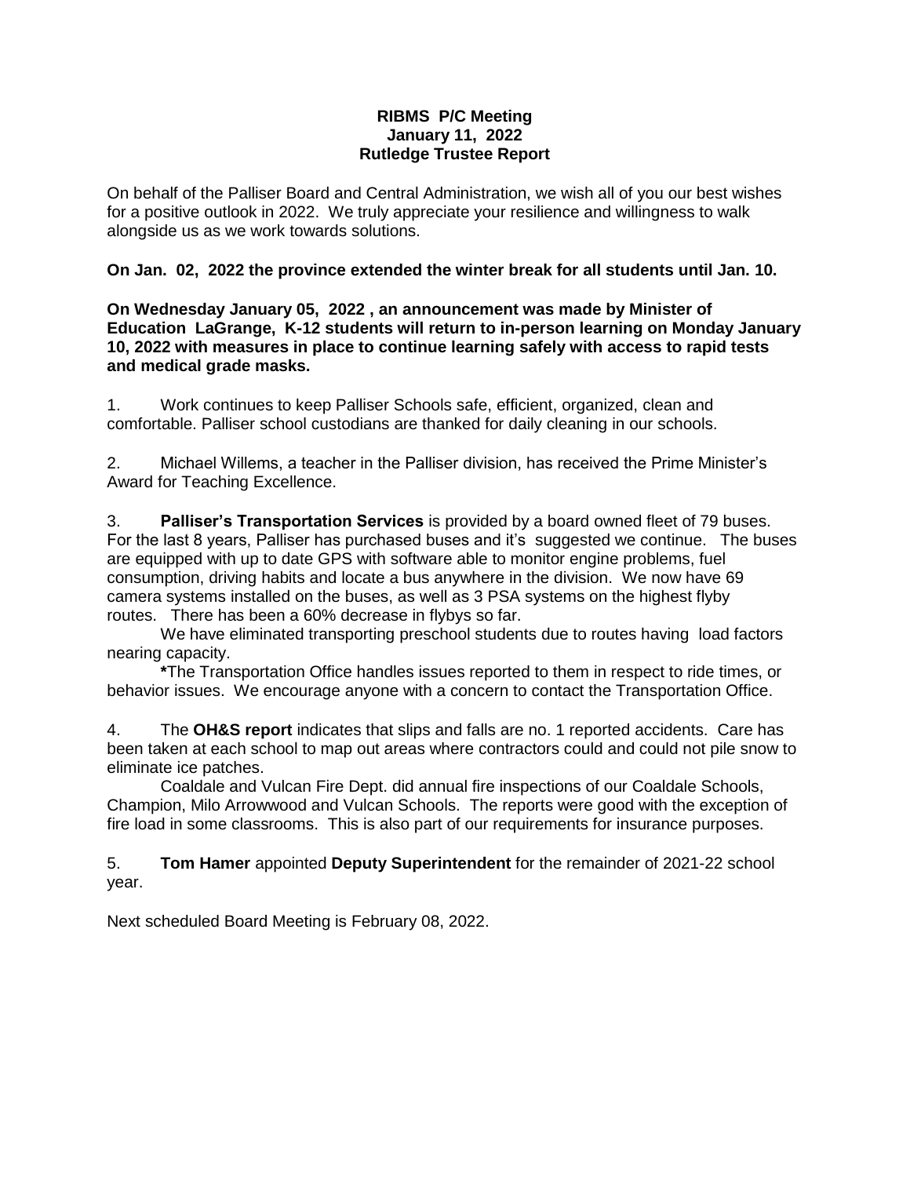**RIBMS P/C Meeting**
**January 11, 2022**
**Rutledge Trustee Report**

On behalf of the Palliser Board and Central Administration, we wish all of you our best wishes for a positive outlook in 2022. We truly appreciate your resilience and willingness to walk alongside us as we work towards solutions.

**On Jan. 02, 2022 the province extended the winter break for all students until Jan. 10.**

**On Wednesday January 05, 2022 , an announcement was made by Minister of Education LaGrange, K-12 students will return to in-person learning on Monday January 10, 2022 with measures in place to continue learning safely with access to rapid tests and medical grade masks.**

1. Work continues to keep Palliser Schools safe, efficient, organized, clean and comfortable. Palliser school custodians are thanked for daily cleaning in our schools.

2. Michael Willems, a teacher in the Palliser division, has received the Prime Minister's Award for Teaching Excellence.

3. **Palliser's Transportation Services** is provided by a board owned fleet of 79 buses. For the last 8 years, Palliser has purchased buses and it's suggested we continue. The buses are equipped with up to date GPS with software able to monitor engine problems, fuel consumption, driving habits and locate a bus anywhere in the division. We now have 69 camera systems installed on the buses, as well as 3 PSA systems on the highest flyby routes. There has been a 60% decrease in flybys so far.

   We have eliminated transporting preschool students due to routes having load factors nearing capacity.

   **\***The Transportation Office handles issues reported to them in respect to ride times, or behavior issues. We encourage anyone with a concern to contact the Transportation Office.

4. The **OH&S report** indicates that slips and falls are no. 1 reported accidents. Care has been taken at each school to map out areas where contractors could and could not pile snow to eliminate ice patches.

   Coaldale and Vulcan Fire Dept. did annual fire inspections of our Coaldale Schools, Champion, Milo Arrowwood and Vulcan Schools. The reports were good with the exception of fire load in some classrooms. This is also part of our requirements for insurance purposes.

5. **Tom Hamer** appointed **Deputy Superintendent** for the remainder of 2021-22 school year.

Next scheduled Board Meeting is February 08, 2022.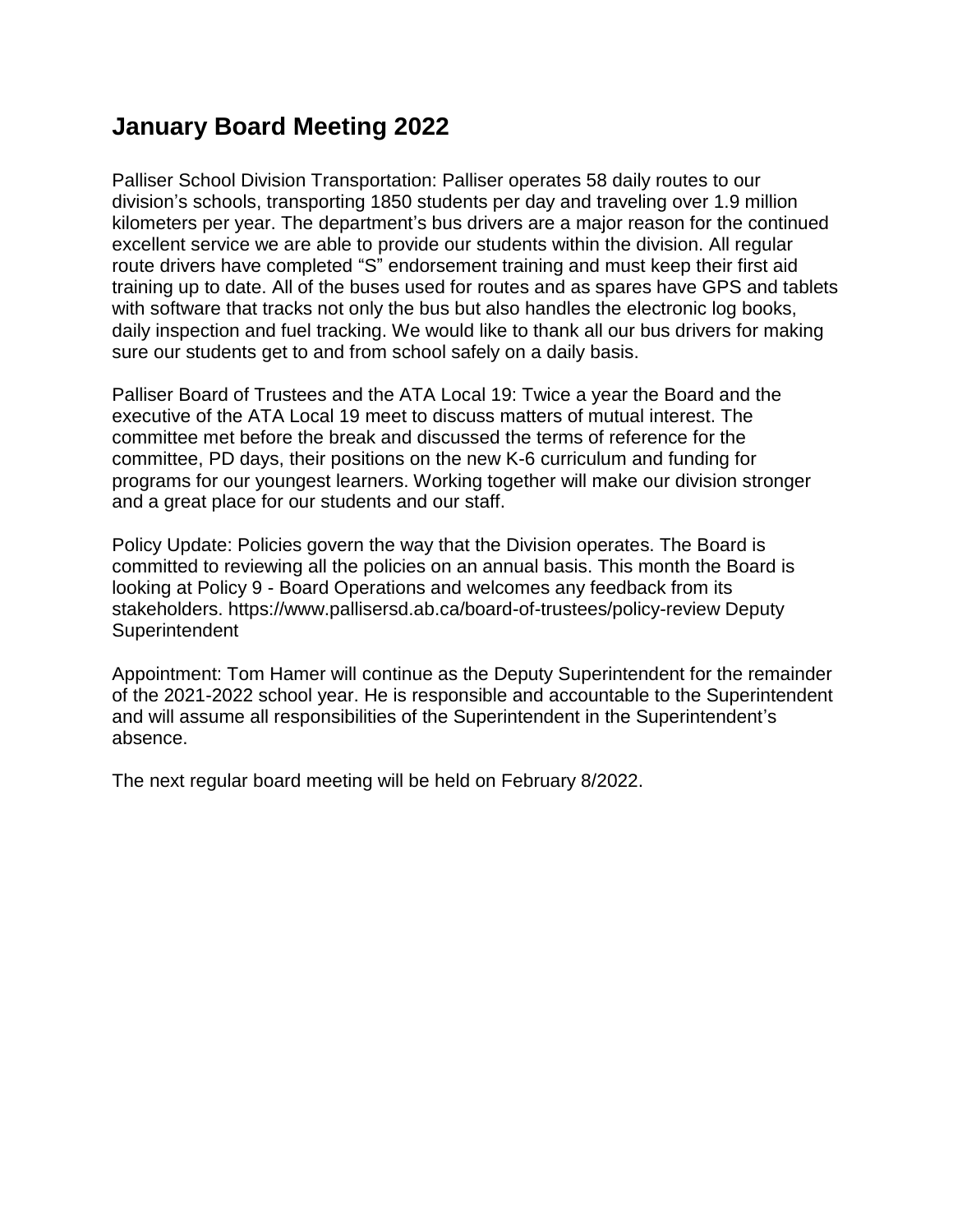# January Board Meeting 2022

Palliser School Division Transportation: Palliser operates 58 daily routes to our division's schools, transporting 1850 students per day and traveling over 1.9 million kilometers per year. The department's bus drivers are a major reason for the continued excellent service we are able to provide our students within the division. All regular route drivers have completed "S" endorsement training and must keep their first aid training up to date. All of the buses used for routes and as spares have GPS and tablets with software that tracks not only the bus but also handles the electronic log books, daily inspection and fuel tracking. We would like to thank all our bus drivers for making sure our students get to and from school safely on a daily basis.

Palliser Board of Trustees and the ATA Local 19: Twice a year the Board and the executive of the ATA Local 19 meet to discuss matters of mutual interest. The committee met before the break and discussed the terms of reference for the committee, PD days, their positions on the new K-6 curriculum and funding for programs for our youngest learners. Working together will make our division stronger and a great place for our students and our staff.

Policy Update: Policies govern the way that the Division operates. The Board is committed to reviewing all the policies on an annual basis. This month the Board is looking at Policy 9 - Board Operations and welcomes any feedback from its stakeholders. https://www.pallisersd.ab.ca/board-of-trustees/policy-review Deputy Superintendent

Appointment: Tom Hamer will continue as the Deputy Superintendent for the remainder of the 2021-2022 school year. He is responsible and accountable to the Superintendent and will assume all responsibilities of the Superintendent in the Superintendent's absence.

The next regular board meeting will be held on February 8/2022.